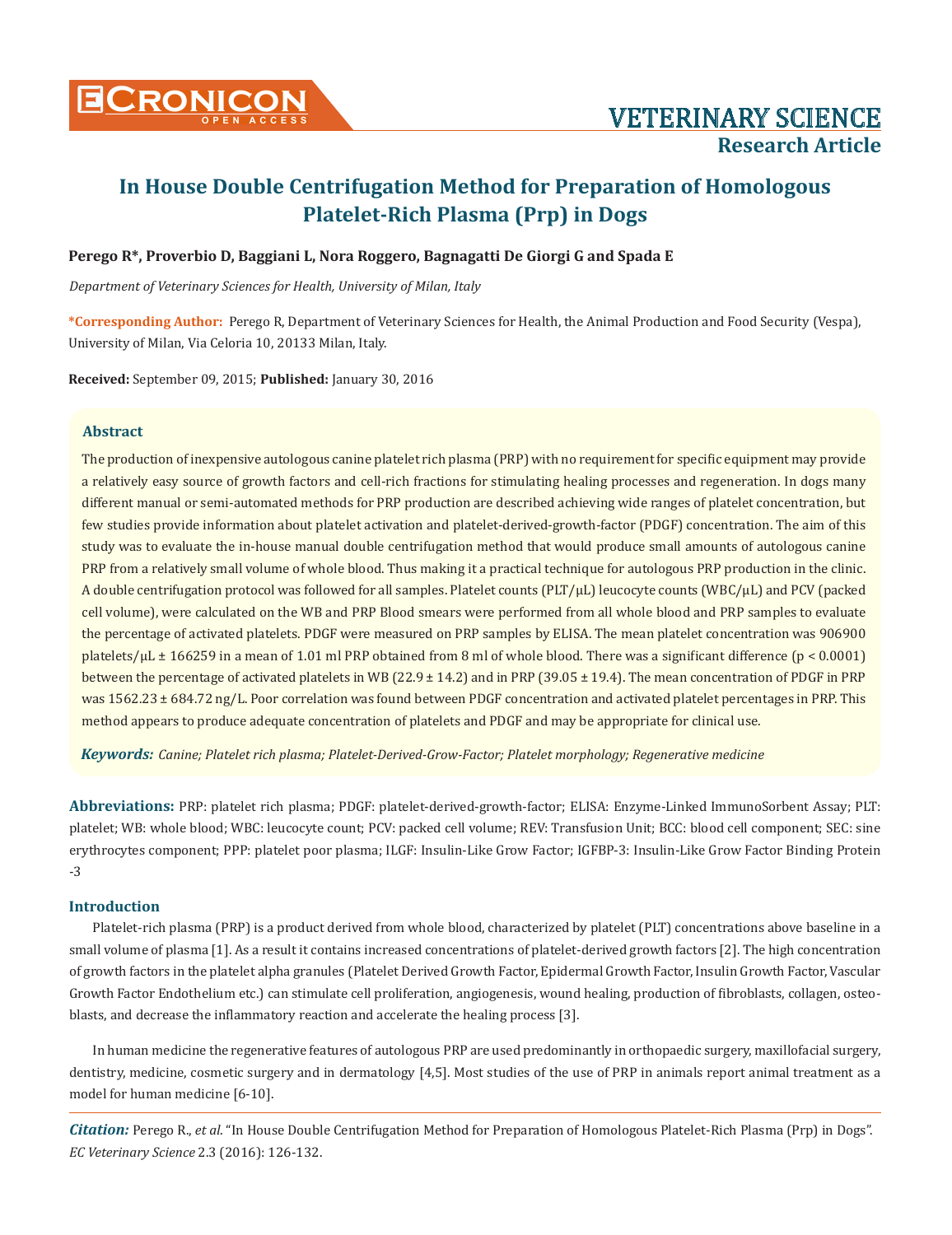# In House Double Centrifugation Method for Preparation of Homologous Platelet-Rich Plasma (Prp) in Dogs

**Perego R\*, Proverbio D, Baggiani L, Nora Roggero, Bagnagatti De Giorgi G and Spada E**

*Department of Veterinary Sciences for Health, University of Milan, Italy*

**\*Corresponding Author:** Perego R, Department of Veterinary Sciences for Health, the Animal Production and Food Security (Vespa), University of Milan, Via Celoria 10, 20133 Milan, Italy.

**Received:** September 09, 2015; **Published:** January 30, 2016

## Abstract

The production of inexpensive autologous canine platelet rich plasma (PRP) with no requirement for specific equipment may provide a relatively easy source of growth factors and cell-rich fractions for stimulating healing processes and regeneration. In dogs many different manual or semi-automated methods for PRP production are described achieving wide ranges of platelet concentration, but few studies provide information about platelet activation and platelet-derived-growth-factor (PDGF) concentration. The aim of this study was to evaluate the in-house manual double centrifugation method that would produce small amounts of autologous canine PRP from a relatively small volume of whole blood. Thus making it a practical technique for autologous PRP production in the clinic. A double centrifugation protocol was followed for all samples. Platelet counts (PLT/μL) leucocyte counts (WBC/μL) and PCV (packed cell volume), were calculated on the WB and PRP Blood smears were performed from all whole blood and PRP samples to evaluate the percentage of activated platelets. PDGF were measured on PRP samples by ELISA. The mean platelet concentration was 906900 platelets/μL ± 166259 in a mean of 1.01 ml PRP obtained from 8 ml of whole blood. There was a significant difference ($p < 0.0001$) between the percentage of activated platelets in WB (22.9 ± 14.2) and in PRP (39.05 ± 19.4). The mean concentration of PDGF in PRP was 1562.23 ± 684.72 ng/L. Poor correlation was found between PDGF concentration and activated platelet percentages in PRP. This method appears to produce adequate concentration of platelets and PDGF and may be appropriate for clinical use.

***Keywords:*** *Canine; Platelet rich plasma; Platelet-Derived-Grow-Factor; Platelet morphology; Regenerative medicine*

**Abbreviations:** PRP: platelet rich plasma; PDGF: platelet-derived-growth-factor; ELISA: Enzyme-Linked ImmunoSorbent Assay; PLT: platelet; WB: whole blood; WBC: leucocyte count; PCV: packed cell volume; REV: Transfusion Unit; BCC: blood cell component; SEC: sine erythrocytes component; PPP: platelet poor plasma; ILGF: Insulin-Like Grow Factor; IGFBP-3: Insulin-Like Grow Factor Binding Protein -3

## Introduction

Platelet-rich plasma (PRP) is a product derived from whole blood, characterized by platelet (PLT) concentrations above baseline in a small volume of plasma [1]. As a result it contains increased concentrations of platelet-derived growth factors [2]. The high concentration of growth factors in the platelet alpha granules (Platelet Derived Growth Factor, Epidermal Growth Factor, Insulin Growth Factor, Vascular Growth Factor Endothelium etc.) can stimulate cell proliferation, angiogenesis, wound healing, production of fibroblasts, collagen, osteoblasts, and decrease the inflammatory reaction and accelerate the healing process [3].

In human medicine the regenerative features of autologous PRP are used predominantly in orthopaedic surgery, maxillofacial surgery, dentistry, medicine, cosmetic surgery and in dermatology [4,5]. Most studies of the use of PRP in animals report animal treatment as a model for human medicine [6-10].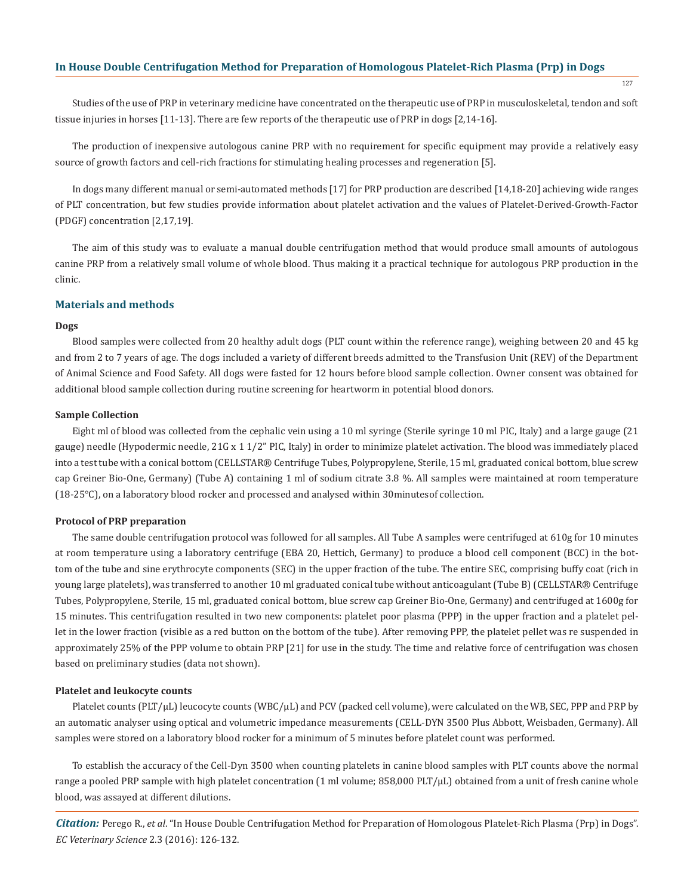Studies of the use of PRP in veterinary medicine have concentrated on the therapeutic use of PRP in musculoskeletal, tendon and soft tissue injuries in horses [11-13]. There are few reports of the therapeutic use of PRP in dogs [2,14-16].

The production of inexpensive autologous canine PRP with no requirement for specific equipment may provide a relatively easy source of growth factors and cell-rich fractions for stimulating healing processes and regeneration [5].

In dogs many different manual or semi-automated methods [17] for PRP production are described [14,18-20] achieving wide ranges of PLT concentration, but few studies provide information about platelet activation and the values of Platelet-Derived-Growth-Factor (PDGF) concentration [2,17,19].

The aim of this study was to evaluate a manual double centrifugation method that would produce small amounts of autologous canine PRP from a relatively small volume of whole blood. Thus making it a practical technique for autologous PRP production in the clinic.

## Materials and methods

### Dogs

Blood samples were collected from 20 healthy adult dogs (PLT count within the reference range), weighing between 20 and 45 kg and from 2 to 7 years of age. The dogs included a variety of different breeds admitted to the Transfusion Unit (REV) of the Department of Animal Science and Food Safety. All dogs were fasted for 12 hours before blood sample collection. Owner consent was obtained for additional blood sample collection during routine screening for heartworm in potential blood donors.

### Sample Collection

Eight ml of blood was collected from the cephalic vein using a 10 ml syringe (Sterile syringe 10 ml PIC, Italy) and a large gauge (21 gauge) needle (Hypodermic needle, 21G x 1 1/2" PIC, Italy) in order to minimize platelet activation. The blood was immediately placed into a test tube with a conical bottom (CELLSTAR® Centrifuge Tubes, Polypropylene, Sterile, 15 ml, graduated conical bottom, blue screw cap Greiner Bio-One, Germany) (Tube A) containing 1 ml of sodium citrate 3.8 %. All samples were maintained at room temperature (18-25°C), on a laboratory blood rocker and processed and analysed within 30minutesof collection.

### Protocol of PRP preparation

The same double centrifugation protocol was followed for all samples. All Tube A samples were centrifuged at 610g for 10 minutes at room temperature using a laboratory centrifuge (EBA 20, Hettich, Germany) to produce a blood cell component (BCC) in the bottom of the tube and sine erythrocyte components (SEC) in the upper fraction of the tube. The entire SEC, comprising buffy coat (rich in young large platelets), was transferred to another 10 ml graduated conical tube without anticoagulant (Tube B) (CELLSTAR® Centrifuge Tubes, Polypropylene, Sterile, 15 ml, graduated conical bottom, blue screw cap Greiner Bio-One, Germany) and centrifuged at 1600g for 15 minutes. This centrifugation resulted in two new components: platelet poor plasma (PPP) in the upper fraction and a platelet pellet in the lower fraction (visible as a red button on the bottom of the tube). After removing PPP, the platelet pellet was re suspended in approximately 25% of the PPP volume to obtain PRP [21] for use in the study. The time and relative force of centrifugation was chosen based on preliminary studies (data not shown).

### Platelet and leukocyte counts

Platelet counts (PLT/µL) leucocyte counts (WBC/µL) and PCV (packed cell volume), were calculated on the WB, SEC, PPP and PRP by an automatic analyser using optical and volumetric impedance measurements (CELL-DYN 3500 Plus Abbott, Weisbaden, Germany). All samples were stored on a laboratory blood rocker for a minimum of 5 minutes before platelet count was performed.

To establish the accuracy of the Cell-Dyn 3500 when counting platelets in canine blood samples with PLT counts above the normal range a pooled PRP sample with high platelet concentration (1 ml volume; 858,000 PLT/µL) obtained from a unit of fresh canine whole blood, was assayed at different dilutions.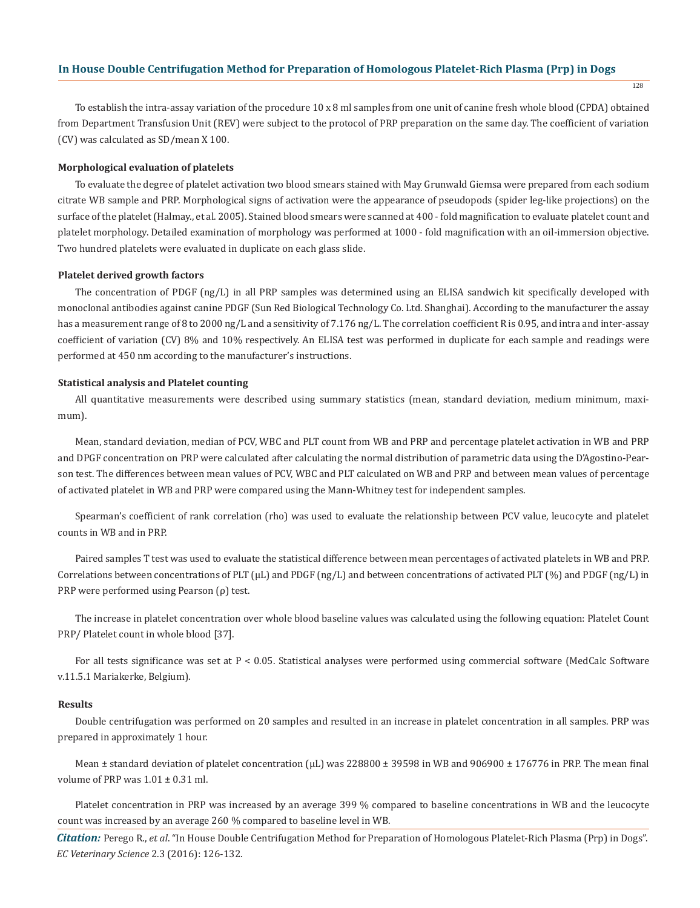To establish the intra-assay variation of the procedure 10 x 8 ml samples from one unit of canine fresh whole blood (CPDA) obtained from Department Transfusion Unit (REV) were subject to the protocol of PRP preparation on the same day. The coefficient of variation (CV) was calculated as SD/mean X 100.

### Morphological evaluation of platelets

To evaluate the degree of platelet activation two blood smears stained with May Grunwald Giemsa were prepared from each sodium citrate WB sample and PRP. Morphological signs of activation were the appearance of pseudopods (spider leg-like projections) on the surface of the platelet (Halmay., et al. 2005). Stained blood smears were scanned at 400 - fold magnification to evaluate platelet count and platelet morphology. Detailed examination of morphology was performed at 1000 - fold magnification with an oil-immersion objective. Two hundred platelets were evaluated in duplicate on each glass slide.

### Platelet derived growth factors

The concentration of PDGF (ng/L) in all PRP samples was determined using an ELISA sandwich kit specifically developed with monoclonal antibodies against canine PDGF (Sun Red Biological Technology Co. Ltd. Shanghai). According to the manufacturer the assay has a measurement range of 8 to 2000 ng/L and a sensitivity of 7.176 ng/L. The correlation coefficient R is 0.95, and intra and inter-assay coefficient of variation (CV) 8% and 10% respectively. An ELISA test was performed in duplicate for each sample and readings were performed at 450 nm according to the manufacturer's instructions.

### Statistical analysis and Platelet counting

All quantitative measurements were described using summary statistics (mean, standard deviation, medium minimum, maximum).

Mean, standard deviation, median of PCV, WBC and PLT count from WB and PRP and percentage platelet activation in WB and PRP and DPGF concentration on PRP were calculated after calculating the normal distribution of parametric data using the D'Agostino-Pearson test. The differences between mean values of PCV, WBC and PLT calculated on WB and PRP and between mean values of percentage of activated platelet in WB and PRP were compared using the Mann-Whitney test for independent samples.

Spearman's coefficient of rank correlation (rho) was used to evaluate the relationship between PCV value, leucocyte and platelet counts in WB and in PRP.

Paired samples T test was used to evaluate the statistical difference between mean percentages of activated platelets in WB and PRP. Correlations between concentrations of PLT (μL) and PDGF (ng/L) and between concentrations of activated PLT (%) and PDGF (ng/L) in PRP were performed using Pearson (ρ) test.

The increase in platelet concentration over whole blood baseline values was calculated using the following equation: Platelet Count PRP/ Platelet count in whole blood [37].

For all tests significance was set at $P < 0.05$. Statistical analyses were performed using commercial software (MedCalc Software v.11.5.1 Mariakerke, Belgium).

### Results

Double centrifugation was performed on 20 samples and resulted in an increase in platelet concentration in all samples. PRP was prepared in approximately 1 hour.

Mean ± standard deviation of platelet concentration (μL) was 228800 ± 39598 in WB and 906900 ± 176776 in PRP. The mean final volume of PRP was 1.01 ± 0.31 ml.

Platelet concentration in PRP was increased by an average 399 % compared to baseline concentrations in WB and the leucocyte count was increased by an average 260 % compared to baseline level in WB.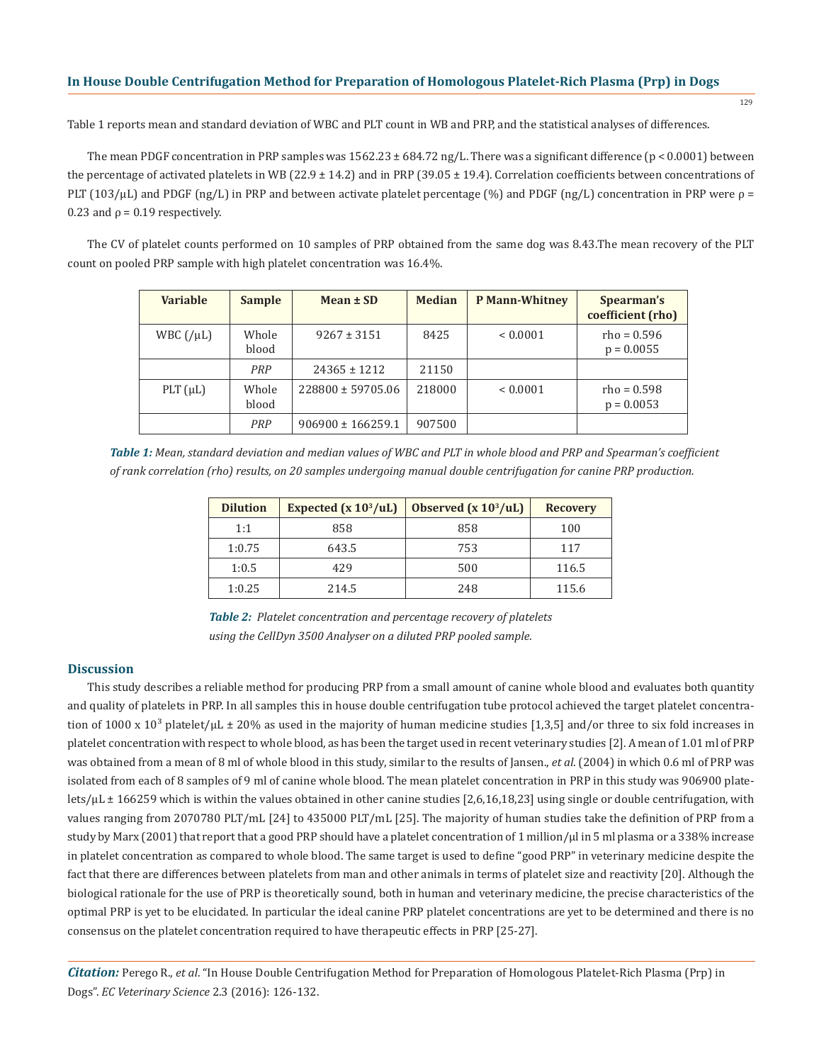Table 1 reports mean and standard deviation of WBC and PLT count in WB and PRP, and the statistical analyses of differences.

The mean PDGF concentration in PRP samples was 1562.23 ± 684.72 ng/L. There was a significant difference ($p < 0.0001$) between the percentage of activated platelets in WB (22.9 ± 14.2) and in PRP (39.05 ± 19.4). Correlation coefficients between concentrations of PLT (103/μL) and PDGF (ng/L) in PRP and between activate platelet percentage (%) and PDGF (ng/L) concentration in PRP were $\rho = 0.23$ and $\rho = 0.19$ respectively.

The CV of platelet counts performed on 10 samples of PRP obtained from the same dog was 8.43.The mean recovery of the PLT count on pooled PRP sample with high platelet concentration was 16.4%.

| Variable | Sample | Mean ± SD | Median | P Mann-Whitney | Spearman's coefficient (rho) |
|---|---|---|---|---|---|
| WBC (/μL) | Whole blood | 9267 ± 3151 | 8425 | < 0.0001 | rho = 0.596 p = 0.0055 |
| | *PRP* | 24365 ± 1212 | 21150 | | |
| PLT (μL) | Whole blood | 228800 ± 59705.06 | 218000 | < 0.0001 | rho = 0.598 p = 0.0053 |
| | *PRP* | 906900 ± 166259.1 | 907500 | | |

***Table 1:** Mean, standard deviation and median values of WBC and PLT in whole blood and PRP and Spearman's coefficient of rank correlation (rho) results, on 20 samples undergoing manual double centrifugation for canine PRP production.*

| Dilution | Expected (x $10^3$/uL) | Observed (x $10^3$/uL) | Recovery |
|---|---|---|---|
| 1:1 | 858 | 858 | 100 |
| 1:0.75 | 643.5 | 753 | 117 |
| 1:0.5 | 429 | 500 | 116.5 |
| 1:0.25 | 214.5 | 248 | 115.6 |

***Table 2:** Platelet concentration and percentage recovery of platelets using the CellDyn 3500 Analyser on a diluted PRP pooled sample.*

## Discussion

This study describes a reliable method for producing PRP from a small amount of canine whole blood and evaluates both quantity and quality of platelets in PRP. In all samples this in house double centrifugation tube protocol achieved the target platelet concentration of 1000 x $10^3$ platelet/μL ± 20% as used in the majority of human medicine studies [1,3,5] and/or three to six fold increases in platelet concentration with respect to whole blood, as has been the target used in recent veterinary studies [2]. A mean of 1.01 ml of PRP was obtained from a mean of 8 ml of whole blood in this study, similar to the results of Jansen., *et al*. (2004) in which 0.6 ml of PRP was isolated from each of 8 samples of 9 ml of canine whole blood. The mean platelet concentration in PRP in this study was 906900 platelets/μL ± 166259 which is within the values obtained in other canine studies [2,6,16,18,23] using single or double centrifugation, with values ranging from 2070780 PLT/mL [24] to 435000 PLT/mL [25]. The majority of human studies take the definition of PRP from a study by Marx (2001) that report that a good PRP should have a platelet concentration of 1 million/μl in 5 ml plasma or a 338% increase in platelet concentration as compared to whole blood. The same target is used to define "good PRP" in veterinary medicine despite the fact that there are differences between platelets from man and other animals in terms of platelet size and reactivity [20]. Although the biological rationale for the use of PRP is theoretically sound, both in human and veterinary medicine, the precise characteristics of the optimal PRP is yet to be elucidated. In particular the ideal canine PRP platelet concentrations are yet to be determined and there is no consensus on the platelet concentration required to have therapeutic effects in PRP [25-27].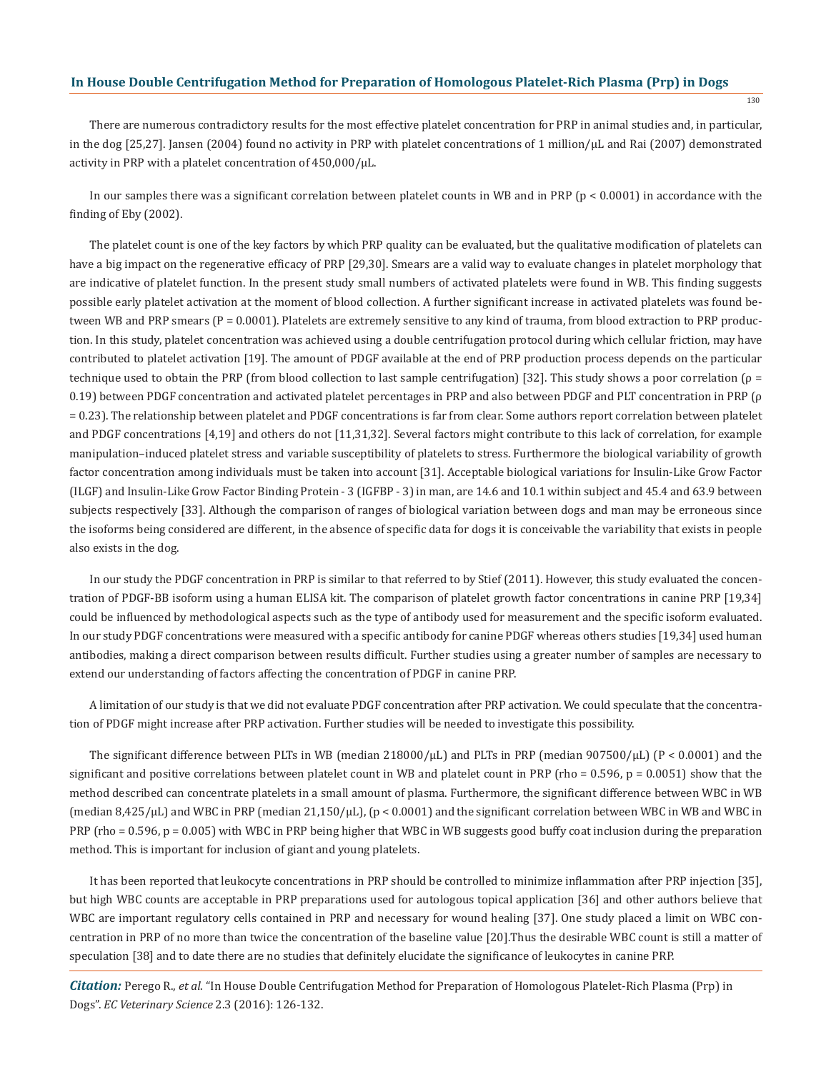There are numerous contradictory results for the most effective platelet concentration for PRP in animal studies and, in particular, in the dog [25,27]. Jansen (2004) found no activity in PRP with platelet concentrations of 1 million/μL and Rai (2007) demonstrated activity in PRP with a platelet concentration of 450,000/μL.

In our samples there was a significant correlation between platelet counts in WB and in PRP ($p < 0.0001$) in accordance with the finding of Eby (2002).

The platelet count is one of the key factors by which PRP quality can be evaluated, but the qualitative modification of platelets can have a big impact on the regenerative efficacy of PRP [29,30]. Smears are a valid way to evaluate changes in platelet morphology that are indicative of platelet function. In the present study small numbers of activated platelets were found in WB. This finding suggests possible early platelet activation at the moment of blood collection. A further significant increase in activated platelets was found between WB and PRP smears ($P = 0.0001$). Platelets are extremely sensitive to any kind of trauma, from blood extraction to PRP production. In this study, platelet concentration was achieved using a double centrifugation protocol during which cellular friction, may have contributed to platelet activation [19]. The amount of PDGF available at the end of PRP production process depends on the particular technique used to obtain the PRP (from blood collection to last sample centrifugation) [32]. This study shows a poor correlation ($\rho = 0.19$) between PDGF concentration and activated platelet percentages in PRP and also between PDGF and PLT concentration in PRP ($\rho = 0.23$). The relationship between platelet and PDGF concentrations is far from clear. Some authors report correlation between platelet and PDGF concentrations [4,19] and others do not [11,31,32]. Several factors might contribute to this lack of correlation, for example manipulation–induced platelet stress and variable susceptibility of platelets to stress. Furthermore the biological variability of growth factor concentration among individuals must be taken into account [31]. Acceptable biological variations for Insulin-Like Grow Factor (ILGF) and Insulin-Like Grow Factor Binding Protein - 3 (IGFBP - 3) in man, are 14.6 and 10.1 within subject and 45.4 and 63.9 between subjects respectively [33]. Although the comparison of ranges of biological variation between dogs and man may be erroneous since the isoforms being considered are different, in the absence of specific data for dogs it is conceivable the variability that exists in people also exists in the dog.

In our study the PDGF concentration in PRP is similar to that referred to by Stief (2011). However, this study evaluated the concentration of PDGF-BB isoform using a human ELISA kit. The comparison of platelet growth factor concentrations in canine PRP [19,34] could be influenced by methodological aspects such as the type of antibody used for measurement and the specific isoform evaluated. In our study PDGF concentrations were measured with a specific antibody for canine PDGF whereas others studies [19,34] used human antibodies, making a direct comparison between results difficult. Further studies using a greater number of samples are necessary to extend our understanding of factors affecting the concentration of PDGF in canine PRP.

A limitation of our study is that we did not evaluate PDGF concentration after PRP activation. We could speculate that the concentration of PDGF might increase after PRP activation. Further studies will be needed to investigate this possibility.

The significant difference between PLTs in WB (median 218000/μL) and PLTs in PRP (median 907500/μL) ($P < 0.0001$) and the significant and positive correlations between platelet count in WB and platelet count in PRP (rho = 0.596, $p = 0.0051$) show that the method described can concentrate platelets in a small amount of plasma. Furthermore, the significant difference between WBC in WB (median 8,425/μL) and WBC in PRP (median 21,150/μL), ($p < 0.0001$) and the significant correlation between WBC in WB and WBC in PRP (rho = 0.596, $p = 0.005$) with WBC in PRP being higher that WBC in WB suggests good buffy coat inclusion during the preparation method. This is important for inclusion of giant and young platelets.

It has been reported that leukocyte concentrations in PRP should be controlled to minimize inflammation after PRP injection [35], but high WBC counts are acceptable in PRP preparations used for autologous topical application [36] and other authors believe that WBC are important regulatory cells contained in PRP and necessary for wound healing [37]. One study placed a limit on WBC concentration in PRP of no more than twice the concentration of the baseline value [20].Thus the desirable WBC count is still a matter of speculation [38] and to date there are no studies that definitely elucidate the significance of leukocytes in canine PRP.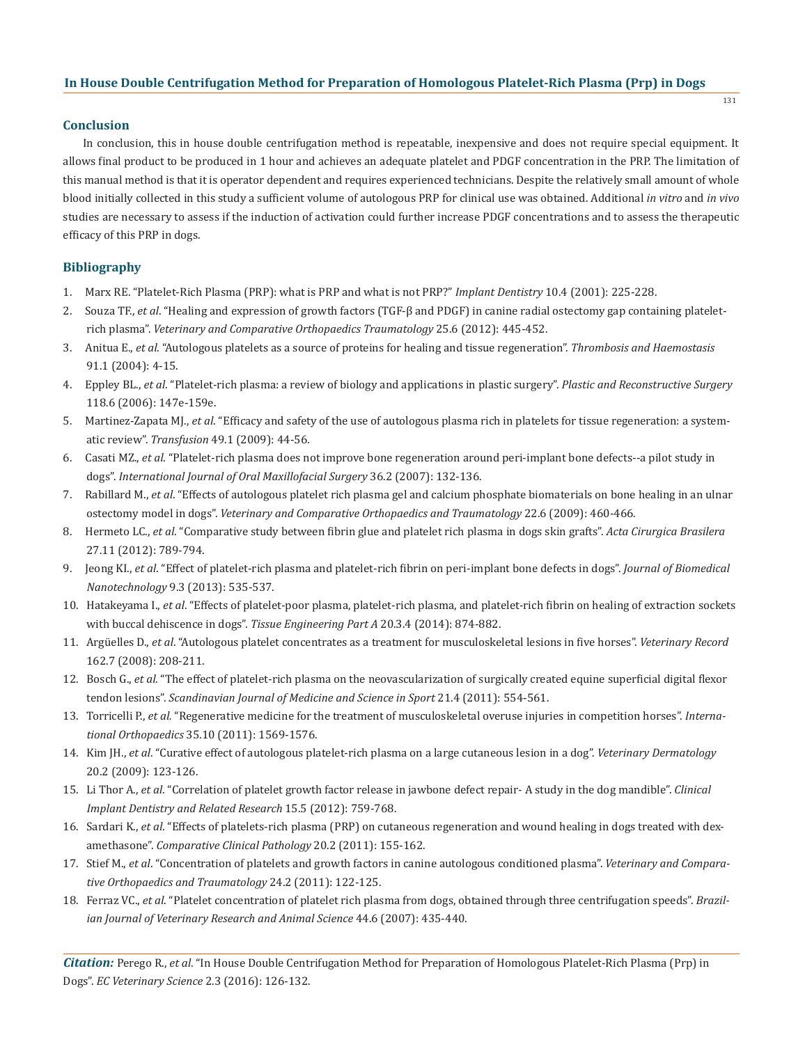## Conclusion

In conclusion, this in house double centrifugation method is repeatable, inexpensive and does not require special equipment. It allows final product to be produced in 1 hour and achieves an adequate platelet and PDGF concentration in the PRP. The limitation of this manual method is that it is operator dependent and requires experienced technicians. Despite the relatively small amount of whole blood initially collected in this study a sufficient volume of autologous PRP for clinical use was obtained. Additional *in vitro* and *in vivo* studies are necessary to assess if the induction of activation could further increase PDGF concentrations and to assess the therapeutic efficacy of this PRP in dogs.

## Bibliography

1. Marx RE. "Platelet-Rich Plasma (PRP): what is PRP and what is not PRP?" *Implant Dentistry* 10.4 (2001): 225-228.
2. Souza TF., *et al*. "Healing and expression of growth factors (TGF-β and PDGF) in canine radial ostectomy gap containing platelet-rich plasma". *Veterinary and Comparative Orthopaedics Traumatology* 25.6 (2012): 445-452.
3. Anitua E., *et al*. "Autologous platelets as a source of proteins for healing and tissue regeneration". *Thrombosis and Haemostasis* 91.1 (2004): 4-15.
4. Eppley BL., *et al*. "Platelet-rich plasma: a review of biology and applications in plastic surgery". *Plastic and Reconstructive Surgery* 118.6 (2006): 147e-159e.
5. Martinez-Zapata MJ., *et al*. "Efficacy and safety of the use of autologous plasma rich in platelets for tissue regeneration: a systematic review". *Transfusion* 49.1 (2009): 44-56.
6. Casati MZ., *et al*. "Platelet-rich plasma does not improve bone regeneration around peri-implant bone defects--a pilot study in dogs". *International Journal of Oral Maxillofacial Surgery* 36.2 (2007): 132-136.
7. Rabillard M., *et al*. "Effects of autologous platelet rich plasma gel and calcium phosphate biomaterials on bone healing in an ulnar ostectomy model in dogs". *Veterinary and Comparative Orthopaedics and Traumatology* 22.6 (2009): 460-466.
8. Hermeto LC., *et al*. "Comparative study between fibrin glue and platelet rich plasma in dogs skin grafts". *Acta Cirurgica Brasilera* 27.11 (2012): 789-794.
9. Jeong KI., *et al*. "Effect of platelet-rich plasma and platelet-rich fibrin on peri-implant bone defects in dogs". *Journal of Biomedical Nanotechnology* 9.3 (2013): 535-537.
10. Hatakeyama I., *et al*. "Effects of platelet-poor plasma, platelet-rich plasma, and platelet-rich fibrin on healing of extraction sockets with buccal dehiscence in dogs". *Tissue Engineering Part A* 20.3.4 (2014): 874-882.
11. Argüelles D., *et al*. "Autologous platelet concentrates as a treatment for musculoskeletal lesions in five horses". *Veterinary Record* 162.7 (2008): 208-211.
12. Bosch G., *et al*. "The effect of platelet-rich plasma on the neovascularization of surgically created equine superficial digital flexor tendon lesions". *Scandinavian Journal of Medicine and Science in Sport* 21.4 (2011): 554-561.
13. Torricelli P., *et al*. "Regenerative medicine for the treatment of musculoskeletal overuse injuries in competition horses". *International Orthopaedics* 35.10 (2011): 1569-1576.
14. Kim JH., *et al*. "Curative effect of autologous platelet-rich plasma on a large cutaneous lesion in a dog". *Veterinary Dermatology* 20.2 (2009): 123-126.
15. Li Thor A., *et al*. "Correlation of platelet growth factor release in jawbone defect repair- A study in the dog mandible". *Clinical Implant Dentistry and Related Research* 15.5 (2012): 759-768.
16. Sardari K., *et al*. "Effects of platelets-rich plasma (PRP) on cutaneous regeneration and wound healing in dogs treated with dexamethasone". *Comparative Clinical Pathology* 20.2 (2011): 155-162.
17. Stief M., *et al*. "Concentration of platelets and growth factors in canine autologous conditioned plasma". *Veterinary and Comparative Orthopaedics and Traumatology* 24.2 (2011): 122-125.
18. Ferraz VC., *et al*. "Platelet concentration of platelet rich plasma from dogs, obtained through three centrifugation speeds". *Brazilian Journal of Veterinary Research and Animal Science* 44.6 (2007): 435-440.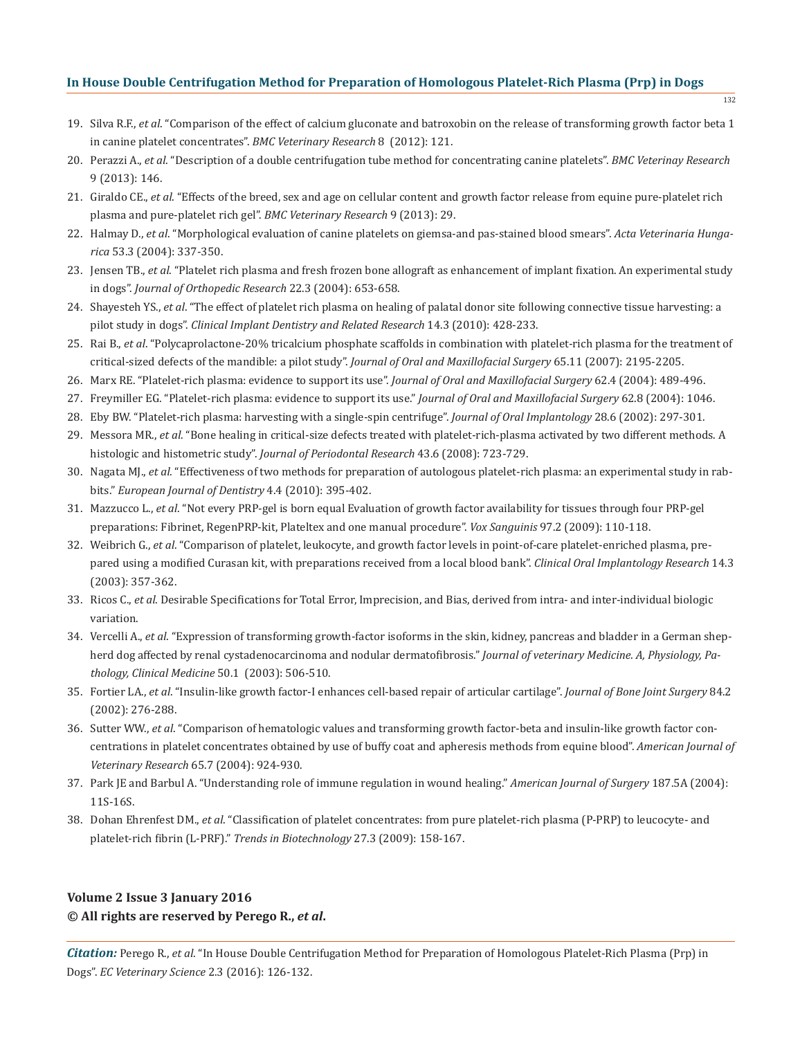19. Silva R.F., *et al.* "Comparison of the effect of calcium gluconate and batroxobin on the release of transforming growth factor beta 1 in canine platelet concentrates". *BMC Veterinary Research* 8 (2012): 121.
20. Perazzi A., *et al*. "Description of a double centrifugation tube method for concentrating canine platelets". *BMC Veterinay Research* 9 (2013): 146.
21. Giraldo CE., *et al*. "Effects of the breed, sex and age on cellular content and growth factor release from equine pure-platelet rich plasma and pure-platelet rich gel". *BMC Veterinary Research* 9 (2013): 29.
22. Halmay D., *et al*. "Morphological evaluation of canine platelets on giemsa-and pas-stained blood smears". *Acta Veterinaria Hungarica* 53.3 (2004): 337-350.
23. Jensen TB., *et al*. "Platelet rich plasma and fresh frozen bone allograft as enhancement of implant fixation. An experimental study in dogs". *Journal of Orthopedic Research* 22.3 (2004): 653-658.
24. Shayesteh YS., *et al*. "The effect of platelet rich plasma on healing of palatal donor site following connective tissue harvesting: a pilot study in dogs". *Clinical Implant Dentistry and Related Research* 14.3 (2010): 428-233.
25. Rai B., *et al*. "Polycaprolactone-20% tricalcium phosphate scaffolds in combination with platelet-rich plasma for the treatment of critical-sized defects of the mandible: a pilot study". *Journal of Oral and Maxillofacial Surgery* 65.11 (2007): 2195-2205.
26. Marx RE. "Platelet-rich plasma: evidence to support its use". *Journal of Oral and Maxillofacial Surgery* 62.4 (2004): 489-496.
27. Freymiller EG. "Platelet-rich plasma: evidence to support its use." *Journal of Oral and Maxillofacial Surgery* 62.8 (2004): 1046.
28. Eby BW. "Platelet-rich plasma: harvesting with a single-spin centrifuge". *Journal of Oral Implantology* 28.6 (2002): 297-301.
29. Messora MR., *et al*. "Bone healing in critical-size defects treated with platelet-rich-plasma activated by two different methods. A histologic and histometric study". *Journal of Periodontal Research* 43.6 (2008): 723-729.
30. Nagata MJ., *et al.* "Effectiveness of two methods for preparation of autologous platelet-rich plasma: an experimental study in rabbits." *European Journal of Dentistry* 4.4 (2010): 395-402.
31. Mazzucco L., *et al*. "Not every PRP-gel is born equal Evaluation of growth factor availability for tissues through four PRP-gel preparations: Fibrinet, RegenPRP-kit, Plateltex and one manual procedure". *Vox Sanguinis* 97.2 (2009): 110-118.
32. Weibrich G., *et al*. "Comparison of platelet, leukocyte, and growth factor levels in point-of-care platelet-enriched plasma, prepared using a modified Curasan kit, with preparations received from a local blood bank". *Clinical Oral Implantology Research* 14.3 (2003): 357-362.
33. Ricos C., *et al.* Desirable Specifications for Total Error, Imprecision, and Bias, derived from intra- and inter-individual biologic variation.
34. Vercelli A., *et al.* "Expression of transforming growth-factor isoforms in the skin, kidney, pancreas and bladder in a German shepherd dog affected by renal cystadenocarcinoma and nodular dermatofibrosis." *Journal of veterinary Medicine. A, Physiology, Pathology, Clinical Medicine* 50.1 (2003): 506-510.
35. Fortier LA., *et al*. "Insulin-like growth factor-I enhances cell-based repair of articular cartilage". *Journal of Bone Joint Surgery* 84.2 (2002): 276-288.
36. Sutter WW., *et al*. "Comparison of hematologic values and transforming growth factor-beta and insulin-like growth factor concentrations in platelet concentrates obtained by use of buffy coat and apheresis methods from equine blood". *American Journal of Veterinary Research* 65.7 (2004): 924-930.
37. Park JE and Barbul A. "Understanding role of immune regulation in wound healing." *American Journal of Surgery* 187.5A (2004): 11S-16S.
38. Dohan Ehrenfest DM., *et al*. "Classification of platelet concentrates: from pure platelet-rich plasma (P-PRP) to leucocyte- and platelet-rich fibrin (L-PRF)." *Trends in Biotechnology* 27.3 (2009): 158-167.

**Volume 2 Issue 3 January 2016**
**© All rights are reserved by Perego R., *et al*.**